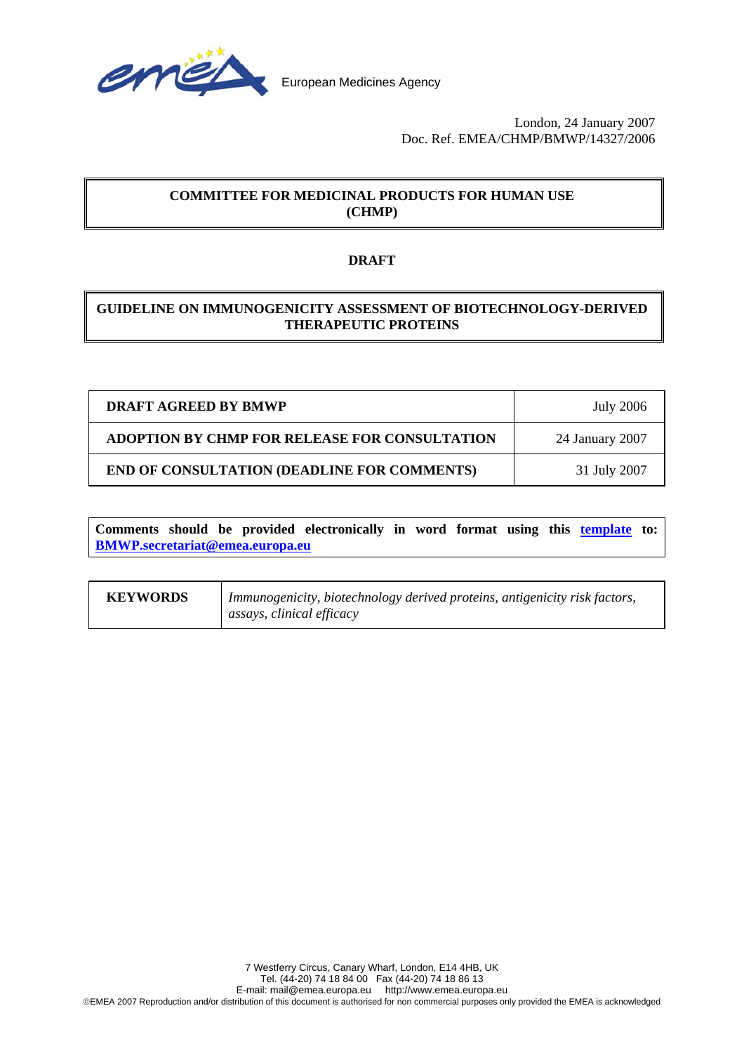European Medicines Agency

London, 24 January 2007
Doc. Ref. EMEA/CHMP/BMWP/14327/2006

**COMMITTEE FOR MEDICINAL PRODUCTS FOR HUMAN USE (CHMP)**

**DRAFT**

# GUIDELINE ON IMMUNOGENICITY ASSESSMENT OF BIOTECHNOLOGY-DERIVED THERAPEUTIC PROTEINS

| | |
|---|---|
| **DRAFT AGREED BY BMWP** | July 2006 |
| **ADOPTION BY CHMP FOR RELEASE FOR CONSULTATION** | 24 January 2007 |
| **END OF CONSULTATION (DEADLINE FOR COMMENTS)** | 31 July 2007 |

**Comments should be provided electronically in word format using this template to: BMWP.secretariat@emea.europa.eu**

| | |
|---|---|
| **KEYWORDS** | *Immunogenicity, biotechnology derived proteins, antigenicity risk factors, assays, clinical efficacy* |

7 Westferry Circus, Canary Wharf, London, E14 4HB, UK
Tel. (44-20) 74 18 84 00 Fax (44-20) 74 18 86 13
E-mail: mail@emea.europa.eu http://www.emea.europa.eu
©EMEA 2007 Reproduction and/or distribution of this document is authorised for non commercial purposes only provided the EMEA is acknowledged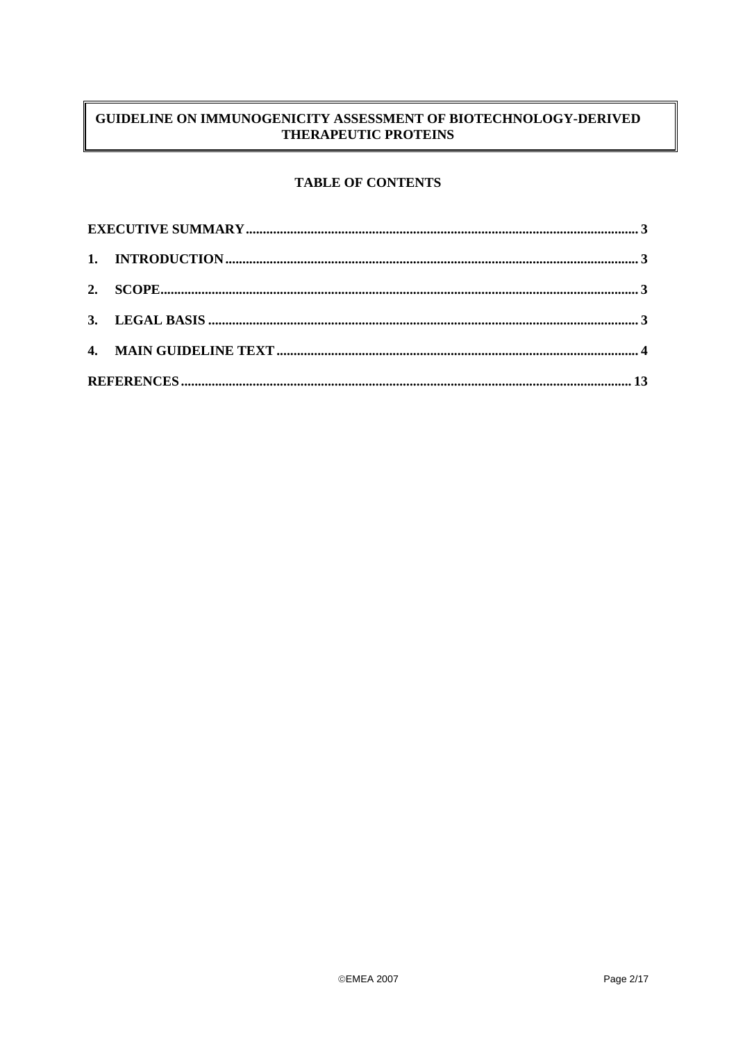# GUIDELINE ON IMMUNOGENICITY ASSESSMENT OF BIOTECHNOLOGY-DERIVED THERAPEUTIC PROTEINS

## TABLE OF CONTENTS

**EXECUTIVE SUMMARY** .......... 3

**1. INTRODUCTION** .......... 3

**2. SCOPE** .......... 3

**3. LEGAL BASIS** .......... 3

**4. MAIN GUIDELINE TEXT** .......... 4

**REFERENCES** .......... 13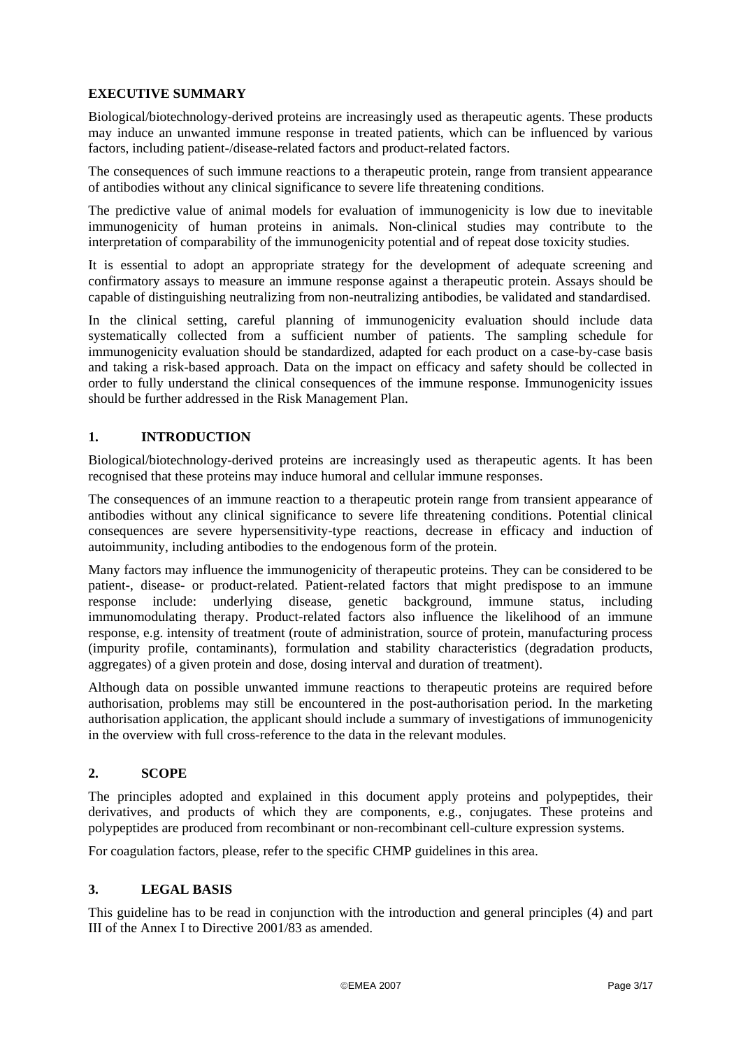## EXECUTIVE SUMMARY

Biological/biotechnology-derived proteins are increasingly used as therapeutic agents. These products may induce an unwanted immune response in treated patients, which can be influenced by various factors, including patient-/disease-related factors and product-related factors.

The consequences of such immune reactions to a therapeutic protein, range from transient appearance of antibodies without any clinical significance to severe life threatening conditions.

The predictive value of animal models for evaluation of immunogenicity is low due to inevitable immunogenicity of human proteins in animals. Non-clinical studies may contribute to the interpretation of comparability of the immunogenicity potential and of repeat dose toxicity studies.

It is essential to adopt an appropriate strategy for the development of adequate screening and confirmatory assays to measure an immune response against a therapeutic protein. Assays should be capable of distinguishing neutralizing from non-neutralizing antibodies, be validated and standardised.

In the clinical setting, careful planning of immunogenicity evaluation should include data systematically collected from a sufficient number of patients. The sampling schedule for immunogenicity evaluation should be standardized, adapted for each product on a case-by-case basis and taking a risk-based approach. Data on the impact on efficacy and safety should be collected in order to fully understand the clinical consequences of the immune response. Immunogenicity issues should be further addressed in the Risk Management Plan.

## 1. INTRODUCTION

Biological/biotechnology-derived proteins are increasingly used as therapeutic agents. It has been recognised that these proteins may induce humoral and cellular immune responses.

The consequences of an immune reaction to a therapeutic protein range from transient appearance of antibodies without any clinical significance to severe life threatening conditions. Potential clinical consequences are severe hypersensitivity-type reactions, decrease in efficacy and induction of autoimmunity, including antibodies to the endogenous form of the protein.

Many factors may influence the immunogenicity of therapeutic proteins. They can be considered to be patient-, disease- or product-related. Patient-related factors that might predispose to an immune response include: underlying disease, genetic background, immune status, including immunomodulating therapy. Product-related factors also influence the likelihood of an immune response, e.g. intensity of treatment (route of administration, source of protein, manufacturing process (impurity profile, contaminants), formulation and stability characteristics (degradation products, aggregates) of a given protein and dose, dosing interval and duration of treatment).

Although data on possible unwanted immune reactions to therapeutic proteins are required before authorisation, problems may still be encountered in the post-authorisation period. In the marketing authorisation application, the applicant should include a summary of investigations of immunogenicity in the overview with full cross-reference to the data in the relevant modules.

## 2. SCOPE

The principles adopted and explained in this document apply proteins and polypeptides, their derivatives, and products of which they are components, e.g., conjugates. These proteins and polypeptides are produced from recombinant or non-recombinant cell-culture expression systems.

For coagulation factors, please, refer to the specific CHMP guidelines in this area.

## 3. LEGAL BASIS

This guideline has to be read in conjunction with the introduction and general principles (4) and part III of the Annex I to Directive 2001/83 as amended.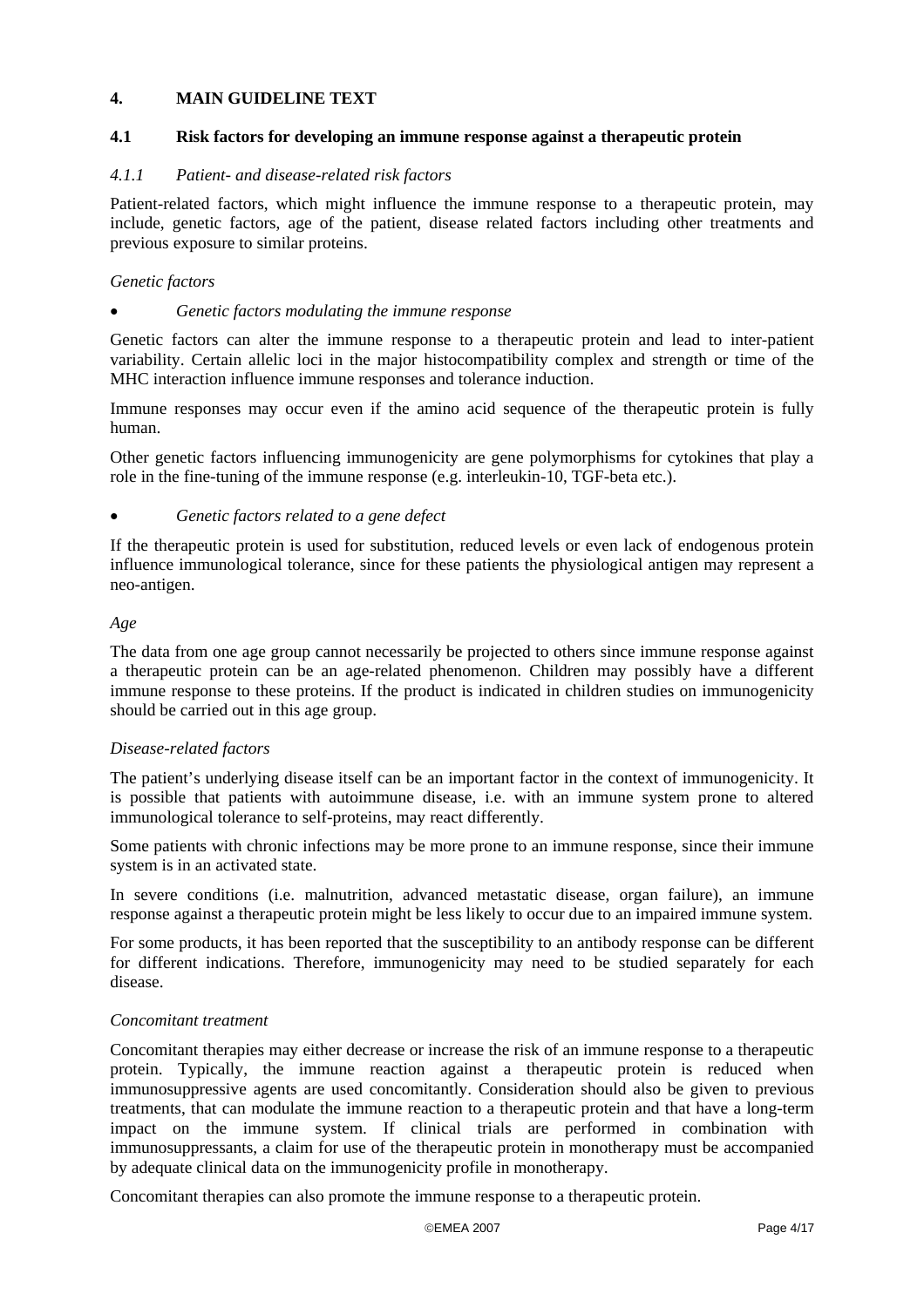# 4. MAIN GUIDELINE TEXT

## 4.1 Risk factors for developing an immune response against a therapeutic protein

### *4.1.1 Patient- and disease-related risk factors*

Patient-related factors, which might influence the immune response to a therapeutic protein, may include, genetic factors, age of the patient, disease related factors including other treatments and previous exposure to similar proteins.

*Genetic factors*

- *Genetic factors modulating the immune response*

Genetic factors can alter the immune response to a therapeutic protein and lead to inter-patient variability. Certain allelic loci in the major histocompatibility complex and strength or time of the MHC interaction influence immune responses and tolerance induction.

Immune responses may occur even if the amino acid sequence of the therapeutic protein is fully human.

Other genetic factors influencing immunogenicity are gene polymorphisms for cytokines that play a role in the fine-tuning of the immune response (e.g. interleukin-10, TGF-beta etc.).

- *Genetic factors related to a gene defect*

If the therapeutic protein is used for substitution, reduced levels or even lack of endogenous protein influence immunological tolerance, since for these patients the physiological antigen may represent a neo-antigen.

*Age*

The data from one age group cannot necessarily be projected to others since immune response against a therapeutic protein can be an age-related phenomenon. Children may possibly have a different immune response to these proteins. If the product is indicated in children studies on immunogenicity should be carried out in this age group.

*Disease-related factors*

The patient's underlying disease itself can be an important factor in the context of immunogenicity. It is possible that patients with autoimmune disease, i.e. with an immune system prone to altered immunological tolerance to self-proteins, may react differently.

Some patients with chronic infections may be more prone to an immune response, since their immune system is in an activated state.

In severe conditions (i.e. malnutrition, advanced metastatic disease, organ failure), an immune response against a therapeutic protein might be less likely to occur due to an impaired immune system.

For some products, it has been reported that the susceptibility to an antibody response can be different for different indications. Therefore, immunogenicity may need to be studied separately for each disease.

*Concomitant treatment*

Concomitant therapies may either decrease or increase the risk of an immune response to a therapeutic protein. Typically, the immune reaction against a therapeutic protein is reduced when immunosuppressive agents are used concomitantly. Consideration should also be given to previous treatments, that can modulate the immune reaction to a therapeutic protein and that have a long-term impact on the immune system. If clinical trials are performed in combination with immunosuppressants, a claim for use of the therapeutic protein in monotherapy must be accompanied by adequate clinical data on the immunogenicity profile in monotherapy.

Concomitant therapies can also promote the immune response to a therapeutic protein.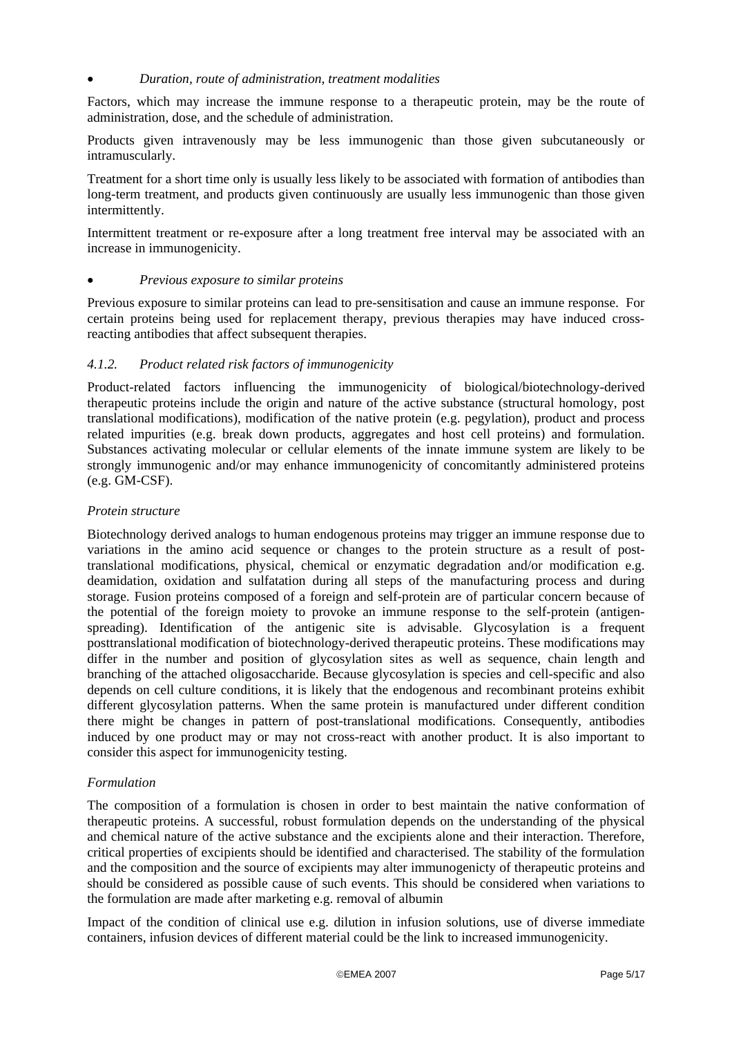- *Duration, route of administration, treatment modalities*

Factors, which may increase the immune response to a therapeutic protein, may be the route of administration, dose, and the schedule of administration.

Products given intravenously may be less immunogenic than those given subcutaneously or intramuscularly.

Treatment for a short time only is usually less likely to be associated with formation of antibodies than long-term treatment, and products given continuously are usually less immunogenic than those given intermittently.

Intermittent treatment or re-exposure after a long treatment free interval may be associated with an increase in immunogenicity.

- *Previous exposure to similar proteins*

Previous exposure to similar proteins can lead to pre-sensitisation and cause an immune response. For certain proteins being used for replacement therapy, previous therapies may have induced cross-reacting antibodies that affect subsequent therapies.

### *4.1.2. Product related risk factors of immunogenicity*

Product-related factors influencing the immunogenicity of biological/biotechnology-derived therapeutic proteins include the origin and nature of the active substance (structural homology, post translational modifications), modification of the native protein (e.g. pegylation), product and process related impurities (e.g. break down products, aggregates and host cell proteins) and formulation. Substances activating molecular or cellular elements of the innate immune system are likely to be strongly immunogenic and/or may enhance immunogenicity of concomitantly administered proteins (e.g. GM-CSF).

*Protein structure*

Biotechnology derived analogs to human endogenous proteins may trigger an immune response due to variations in the amino acid sequence or changes to the protein structure as a result of post-translational modifications, physical, chemical or enzymatic degradation and/or modification e.g. deamidation, oxidation and sulfatation during all steps of the manufacturing process and during storage. Fusion proteins composed of a foreign and self-protein are of particular concern because of the potential of the foreign moiety to provoke an immune response to the self-protein (antigen-spreading). Identification of the antigenic site is advisable. Glycosylation is a frequent posttranslational modification of biotechnology-derived therapeutic proteins. These modifications may differ in the number and position of glycosylation sites as well as sequence, chain length and branching of the attached oligosaccharide. Because glycosylation is species and cell-specific and also depends on cell culture conditions, it is likely that the endogenous and recombinant proteins exhibit different glycosylation patterns. When the same protein is manufactured under different condition there might be changes in pattern of post-translational modifications. Consequently, antibodies induced by one product may or may not cross-react with another product. It is also important to consider this aspect for immunogenicity testing.

*Formulation*

The composition of a formulation is chosen in order to best maintain the native conformation of therapeutic proteins. A successful, robust formulation depends on the understanding of the physical and chemical nature of the active substance and the excipients alone and their interaction. Therefore, critical properties of excipients should be identified and characterised. The stability of the formulation and the composition and the source of excipients may alter immunogenicty of therapeutic proteins and should be considered as possible cause of such events. This should be considered when variations to the formulation are made after marketing e.g. removal of albumin

Impact of the condition of clinical use e.g. dilution in infusion solutions, use of diverse immediate containers, infusion devices of different material could be the link to increased immunogenicity.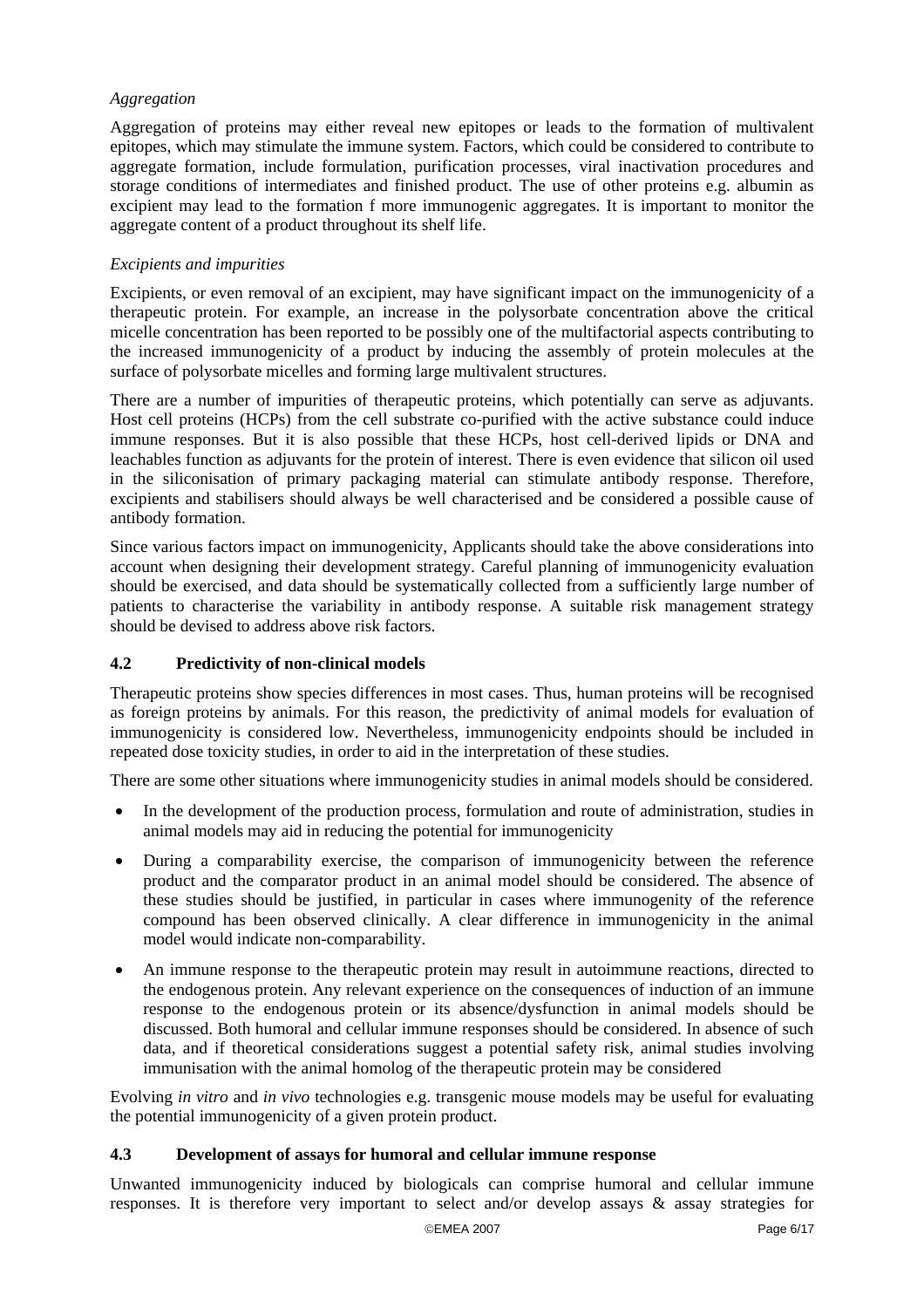*Aggregation*

Aggregation of proteins may either reveal new epitopes or leads to the formation of multivalent epitopes, which may stimulate the immune system. Factors, which could be considered to contribute to aggregate formation, include formulation, purification processes, viral inactivation procedures and storage conditions of intermediates and finished product. The use of other proteins e.g. albumin as excipient may lead to the formation f more immunogenic aggregates. It is important to monitor the aggregate content of a product throughout its shelf life.

*Excipients and impurities*

Excipients, or even removal of an excipient, may have significant impact on the immunogenicity of a therapeutic protein. For example, an increase in the polysorbate concentration above the critical micelle concentration has been reported to be possibly one of the multifactorial aspects contributing to the increased immunogenicity of a product by inducing the assembly of protein molecules at the surface of polysorbate micelles and forming large multivalent structures.

There are a number of impurities of therapeutic proteins, which potentially can serve as adjuvants. Host cell proteins (HCPs) from the cell substrate co-purified with the active substance could induce immune responses. But it is also possible that these HCPs, host cell-derived lipids or DNA and leachables function as adjuvants for the protein of interest. There is even evidence that silicon oil used in the siliconisation of primary packaging material can stimulate antibody response. Therefore, excipients and stabilisers should always be well characterised and be considered a possible cause of antibody formation.

Since various factors impact on immunogenicity, Applicants should take the above considerations into account when designing their development strategy. Careful planning of immunogenicity evaluation should be exercised, and data should be systematically collected from a sufficiently large number of patients to characterise the variability in antibody response. A suitable risk management strategy should be devised to address above risk factors.

## 4.2 Predictivity of non-clinical models

Therapeutic proteins show species differences in most cases. Thus, human proteins will be recognised as foreign proteins by animals. For this reason, the predictivity of animal models for evaluation of immunogenicity is considered low. Nevertheless, immunogenicity endpoints should be included in repeated dose toxicity studies, in order to aid in the interpretation of these studies.

There are some other situations where immunogenicity studies in animal models should be considered.

- In the development of the production process, formulation and route of administration, studies in animal models may aid in reducing the potential for immunogenicity
- During a comparability exercise, the comparison of immunogenicity between the reference product and the comparator product in an animal model should be considered. The absence of these studies should be justified, in particular in cases where immunogenity of the reference compound has been observed clinically. A clear difference in immunogenicity in the animal model would indicate non-comparability.
- An immune response to the therapeutic protein may result in autoimmune reactions, directed to the endogenous protein. Any relevant experience on the consequences of induction of an immune response to the endogenous protein or its absence/dysfunction in animal models should be discussed. Both humoral and cellular immune responses should be considered. In absence of such data, and if theoretical considerations suggest a potential safety risk, animal studies involving immunisation with the animal homolog of the therapeutic protein may be considered

Evolving *in vitro* and *in vivo* technologies e.g. transgenic mouse models may be useful for evaluating the potential immunogenicity of a given protein product.

## 4.3 Development of assays for humoral and cellular immune response

Unwanted immunogenicity induced by biologicals can comprise humoral and cellular immune responses. It is therefore very important to select and/or develop assays & assay strategies for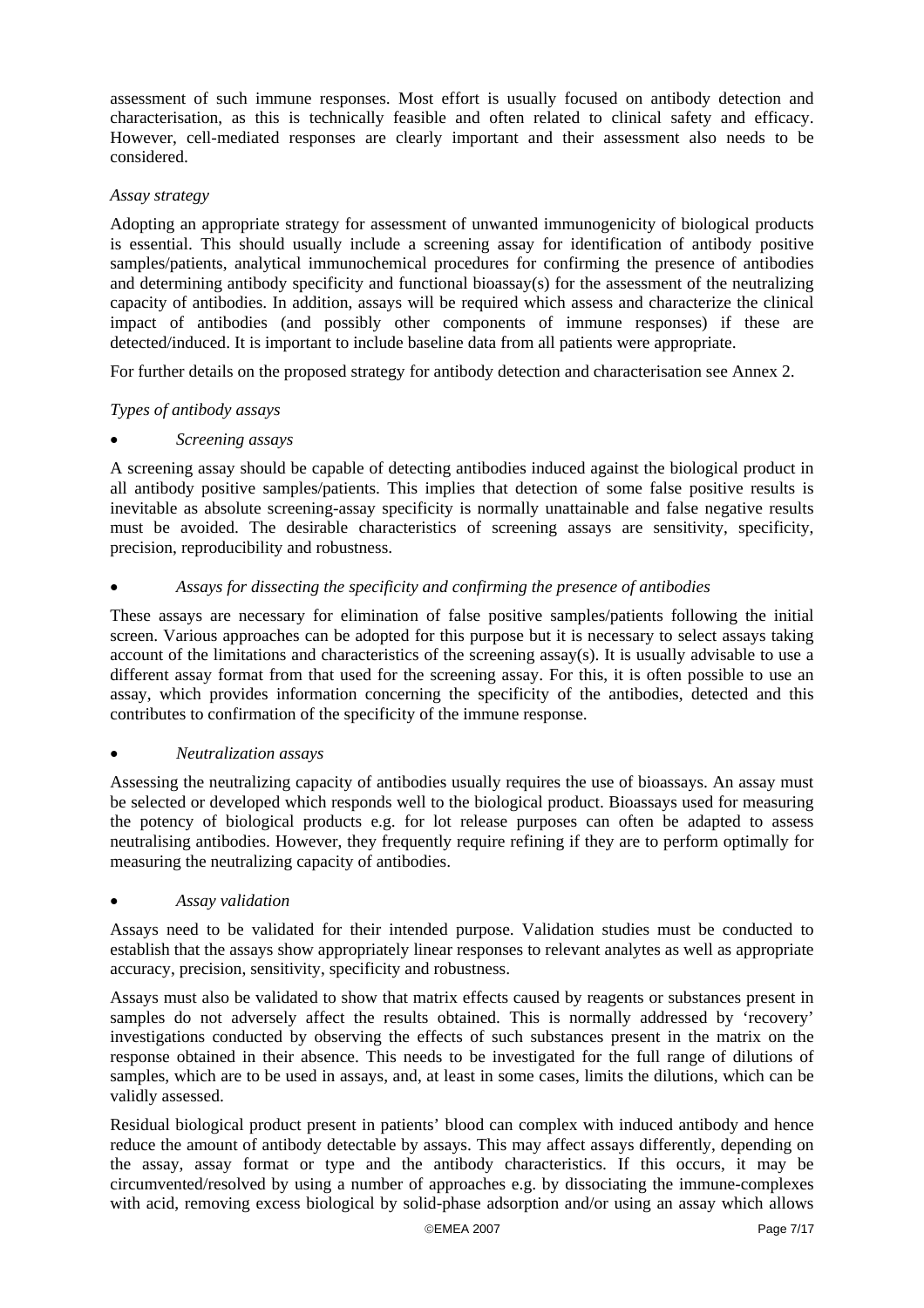assessment of such immune responses. Most effort is usually focused on antibody detection and characterisation, as this is technically feasible and often related to clinical safety and efficacy. However, cell-mediated responses are clearly important and their assessment also needs to be considered.

*Assay strategy*

Adopting an appropriate strategy for assessment of unwanted immunogenicity of biological products is essential. This should usually include a screening assay for identification of antibody positive samples/patients, analytical immunochemical procedures for confirming the presence of antibodies and determining antibody specificity and functional bioassay(s) for the assessment of the neutralizing capacity of antibodies. In addition, assays will be required which assess and characterize the clinical impact of antibodies (and possibly other components of immune responses) if these are detected/induced. It is important to include baseline data from all patients were appropriate.

For further details on the proposed strategy for antibody detection and characterisation see Annex 2.

*Types of antibody assays*

- *Screening assays*

A screening assay should be capable of detecting antibodies induced against the biological product in all antibody positive samples/patients. This implies that detection of some false positive results is inevitable as absolute screening-assay specificity is normally unattainable and false negative results must be avoided. The desirable characteristics of screening assays are sensitivity, specificity, precision, reproducibility and robustness.

- *Assays for dissecting the specificity and confirming the presence of antibodies*

These assays are necessary for elimination of false positive samples/patients following the initial screen. Various approaches can be adopted for this purpose but it is necessary to select assays taking account of the limitations and characteristics of the screening assay(s). It is usually advisable to use a different assay format from that used for the screening assay. For this, it is often possible to use an assay, which provides information concerning the specificity of the antibodies, detected and this contributes to confirmation of the specificity of the immune response.

- *Neutralization assays*

Assessing the neutralizing capacity of antibodies usually requires the use of bioassays. An assay must be selected or developed which responds well to the biological product. Bioassays used for measuring the potency of biological products e.g. for lot release purposes can often be adapted to assess neutralising antibodies. However, they frequently require refining if they are to perform optimally for measuring the neutralizing capacity of antibodies.

- *Assay validation*

Assays need to be validated for their intended purpose. Validation studies must be conducted to establish that the assays show appropriately linear responses to relevant analytes as well as appropriate accuracy, precision, sensitivity, specificity and robustness.

Assays must also be validated to show that matrix effects caused by reagents or substances present in samples do not adversely affect the results obtained. This is normally addressed by 'recovery' investigations conducted by observing the effects of such substances present in the matrix on the response obtained in their absence. This needs to be investigated for the full range of dilutions of samples, which are to be used in assays, and, at least in some cases, limits the dilutions, which can be validly assessed.

Residual biological product present in patients' blood can complex with induced antibody and hence reduce the amount of antibody detectable by assays. This may affect assays differently, depending on the assay, assay format or type and the antibody characteristics. If this occurs, it may be circumvented/resolved by using a number of approaches e.g. by dissociating the immune-complexes with acid, removing excess biological by solid-phase adsorption and/or using an assay which allows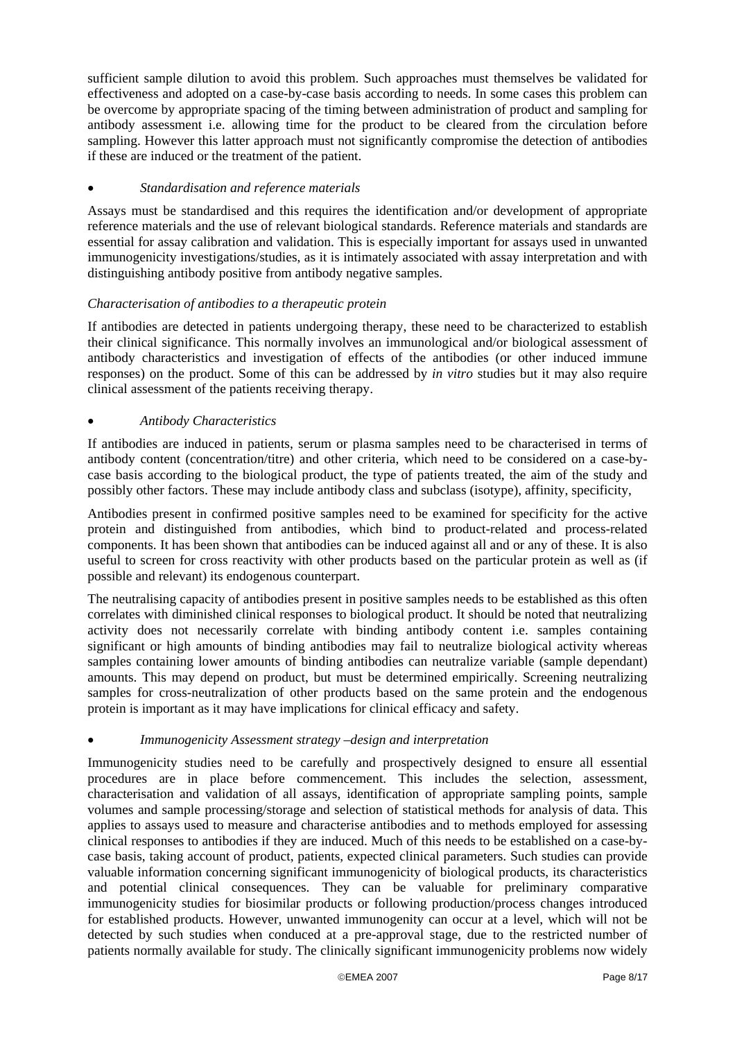sufficient sample dilution to avoid this problem. Such approaches must themselves be validated for effectiveness and adopted on a case-by-case basis according to needs. In some cases this problem can be overcome by appropriate spacing of the timing between administration of product and sampling for antibody assessment i.e. allowing time for the product to be cleared from the circulation before sampling. However this latter approach must not significantly compromise the detection of antibodies if these are induced or the treatment of the patient.

- *Standardisation and reference materials*

Assays must be standardised and this requires the identification and/or development of appropriate reference materials and the use of relevant biological standards. Reference materials and standards are essential for assay calibration and validation. This is especially important for assays used in unwanted immunogenicity investigations/studies, as it is intimately associated with assay interpretation and with distinguishing antibody positive from antibody negative samples.

*Characterisation of antibodies to a therapeutic protein*

If antibodies are detected in patients undergoing therapy, these need to be characterized to establish their clinical significance. This normally involves an immunological and/or biological assessment of antibody characteristics and investigation of effects of the antibodies (or other induced immune responses) on the product. Some of this can be addressed by *in vitro* studies but it may also require clinical assessment of the patients receiving therapy.

- *Antibody Characteristics*

If antibodies are induced in patients, serum or plasma samples need to be characterised in terms of antibody content (concentration/titre) and other criteria, which need to be considered on a case-by-case basis according to the biological product, the type of patients treated, the aim of the study and possibly other factors. These may include antibody class and subclass (isotype), affinity, specificity,

Antibodies present in confirmed positive samples need to be examined for specificity for the active protein and distinguished from antibodies, which bind to product-related and process-related components. It has been shown that antibodies can be induced against all and or any of these. It is also useful to screen for cross reactivity with other products based on the particular protein as well as (if possible and relevant) its endogenous counterpart.

The neutralising capacity of antibodies present in positive samples needs to be established as this often correlates with diminished clinical responses to biological product. It should be noted that neutralizing activity does not necessarily correlate with binding antibody content i.e. samples containing significant or high amounts of binding antibodies may fail to neutralize biological activity whereas samples containing lower amounts of binding antibodies can neutralize variable (sample dependant) amounts. This may depend on product, but must be determined empirically. Screening neutralizing samples for cross-neutralization of other products based on the same protein and the endogenous protein is important as it may have implications for clinical efficacy and safety.

- *Immunogenicity Assessment strategy –design and interpretation*

Immunogenicity studies need to be carefully and prospectively designed to ensure all essential procedures are in place before commencement. This includes the selection, assessment, characterisation and validation of all assays, identification of appropriate sampling points, sample volumes and sample processing/storage and selection of statistical methods for analysis of data. This applies to assays used to measure and characterise antibodies and to methods employed for assessing clinical responses to antibodies if they are induced. Much of this needs to be established on a case-by-case basis, taking account of product, patients, expected clinical parameters. Such studies can provide valuable information concerning significant immunogenicity of biological products, its characteristics and potential clinical consequences. They can be valuable for preliminary comparative immunogenicity studies for biosimilar products or following production/process changes introduced for established products. However, unwanted immunogenity can occur at a level, which will not be detected by such studies when conduced at a pre-approval stage, due to the restricted number of patients normally available for study. The clinically significant immunogenicity problems now widely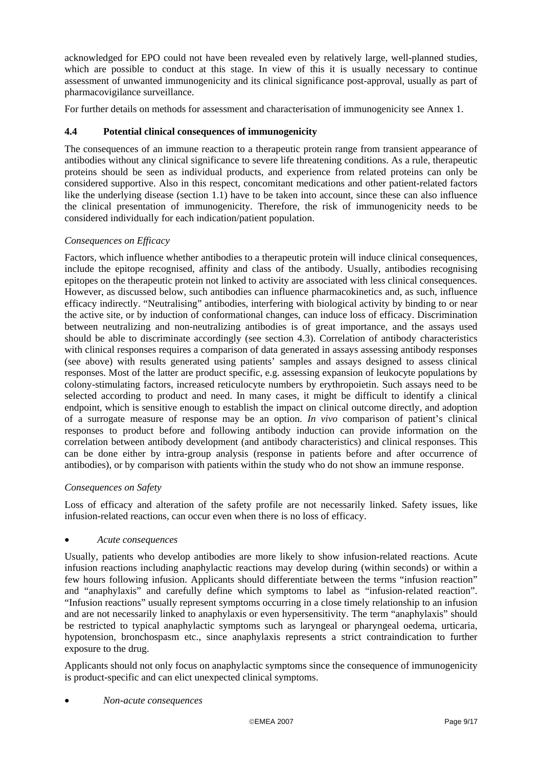acknowledged for EPO could not have been revealed even by relatively large, well-planned studies, which are possible to conduct at this stage. In view of this it is usually necessary to continue assessment of unwanted immunogenicity and its clinical significance post-approval, usually as part of pharmacovigilance surveillance.

For further details on methods for assessment and characterisation of immunogenicity see Annex 1.

### 4.4 Potential clinical consequences of immunogenicity

The consequences of an immune reaction to a therapeutic protein range from transient appearance of antibodies without any clinical significance to severe life threatening conditions. As a rule, therapeutic proteins should be seen as individual products, and experience from related proteins can only be considered supportive. Also in this respect, concomitant medications and other patient-related factors like the underlying disease (section 1.1) have to be taken into account, since these can also influence the clinical presentation of immunogenicity. Therefore, the risk of immunogenicity needs to be considered individually for each indication/patient population.

*Consequences on Efficacy*

Factors, which influence whether antibodies to a therapeutic protein will induce clinical consequences, include the epitope recognised, affinity and class of the antibody. Usually, antibodies recognising epitopes on the therapeutic protein not linked to activity are associated with less clinical consequences. However, as discussed below, such antibodies can influence pharmacokinetics and, as such, influence efficacy indirectly. "Neutralising" antibodies, interfering with biological activity by binding to or near the active site, or by induction of conformational changes, can induce loss of efficacy. Discrimination between neutralizing and non-neutralizing antibodies is of great importance, and the assays used should be able to discriminate accordingly (see section 4.3). Correlation of antibody characteristics with clinical responses requires a comparison of data generated in assays assessing antibody responses (see above) with results generated using patients' samples and assays designed to assess clinical responses. Most of the latter are product specific, e.g. assessing expansion of leukocyte populations by colony-stimulating factors, increased reticulocyte numbers by erythropoietin. Such assays need to be selected according to product and need. In many cases, it might be difficult to identify a clinical endpoint, which is sensitive enough to establish the impact on clinical outcome directly, and adoption of a surrogate measure of response may be an option. *In vivo* comparison of patient's clinical responses to product before and following antibody induction can provide information on the correlation between antibody development (and antibody characteristics) and clinical responses. This can be done either by intra-group analysis (response in patients before and after occurrence of antibodies), or by comparison with patients within the study who do not show an immune response.

*Consequences on Safety*

Loss of efficacy and alteration of the safety profile are not necessarily linked. Safety issues, like infusion-related reactions, can occur even when there is no loss of efficacy.

- *Acute consequences*

Usually, patients who develop antibodies are more likely to show infusion-related reactions. Acute infusion reactions including anaphylactic reactions may develop during (within seconds) or within a few hours following infusion. Applicants should differentiate between the terms "infusion reaction" and "anaphylaxis" and carefully define which symptoms to label as "infusion-related reaction". "Infusion reactions" usually represent symptoms occurring in a close timely relationship to an infusion and are not necessarily linked to anaphylaxis or even hypersensitivity. The term "anaphylaxis" should be restricted to typical anaphylactic symptoms such as laryngeal or pharyngeal oedema, urticaria, hypotension, bronchospasm etc., since anaphylaxis represents a strict contraindication to further exposure to the drug.

Applicants should not only focus on anaphylactic symptoms since the consequence of immunogenicity is product-specific and can elict unexpected clinical symptoms.

- *Non-acute consequences*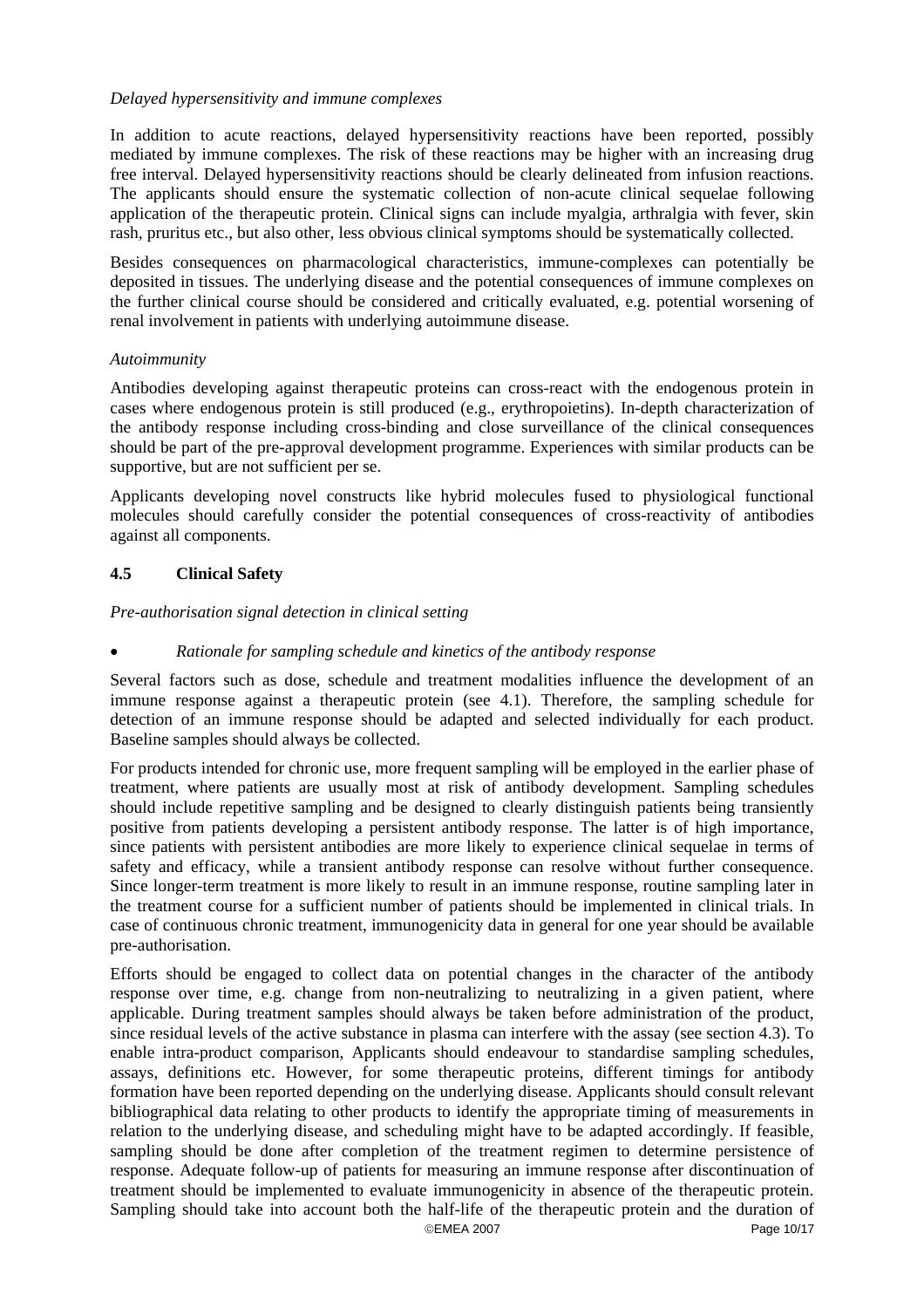*Delayed hypersensitivity and immune complexes*

In addition to acute reactions, delayed hypersensitivity reactions have been reported, possibly mediated by immune complexes. The risk of these reactions may be higher with an increasing drug free interval. Delayed hypersensitivity reactions should be clearly delineated from infusion reactions. The applicants should ensure the systematic collection of non-acute clinical sequelae following application of the therapeutic protein. Clinical signs can include myalgia, arthralgia with fever, skin rash, pruritus etc., but also other, less obvious clinical symptoms should be systematically collected.

Besides consequences on pharmacological characteristics, immune-complexes can potentially be deposited in tissues. The underlying disease and the potential consequences of immune complexes on the further clinical course should be considered and critically evaluated, e.g. potential worsening of renal involvement in patients with underlying autoimmune disease.

*Autoimmunity*

Antibodies developing against therapeutic proteins can cross-react with the endogenous protein in cases where endogenous protein is still produced (e.g., erythropoietins). In-depth characterization of the antibody response including cross-binding and close surveillance of the clinical consequences should be part of the pre-approval development programme. Experiences with similar products can be supportive, but are not sufficient per se.

Applicants developing novel constructs like hybrid molecules fused to physiological functional molecules should carefully consider the potential consequences of cross-reactivity of antibodies against all components.

### 4.5 Clinical Safety

*Pre-authorisation signal detection in clinical setting*

- *Rationale for sampling schedule and kinetics of the antibody response*

Several factors such as dose, schedule and treatment modalities influence the development of an immune response against a therapeutic protein (see 4.1). Therefore, the sampling schedule for detection of an immune response should be adapted and selected individually for each product. Baseline samples should always be collected.

For products intended for chronic use, more frequent sampling will be employed in the earlier phase of treatment, where patients are usually most at risk of antibody development. Sampling schedules should include repetitive sampling and be designed to clearly distinguish patients being transiently positive from patients developing a persistent antibody response. The latter is of high importance, since patients with persistent antibodies are more likely to experience clinical sequelae in terms of safety and efficacy, while a transient antibody response can resolve without further consequence. Since longer-term treatment is more likely to result in an immune response, routine sampling later in the treatment course for a sufficient number of patients should be implemented in clinical trials. In case of continuous chronic treatment, immunogenicity data in general for one year should be available pre-authorisation.

Efforts should be engaged to collect data on potential changes in the character of the antibody response over time, e.g. change from non-neutralizing to neutralizing in a given patient, where applicable. During treatment samples should always be taken before administration of the product, since residual levels of the active substance in plasma can interfere with the assay (see section 4.3). To enable intra-product comparison, Applicants should endeavour to standardise sampling schedules, assays, definitions etc. However, for some therapeutic proteins, different timings for antibody formation have been reported depending on the underlying disease. Applicants should consult relevant bibliographical data relating to other products to identify the appropriate timing of measurements in relation to the underlying disease, and scheduling might have to be adapted accordingly. If feasible, sampling should be done after completion of the treatment regimen to determine persistence of response. Adequate follow-up of patients for measuring an immune response after discontinuation of treatment should be implemented to evaluate immunogenicity in absence of the therapeutic protein. Sampling should take into account both the half-life of the therapeutic protein and the duration of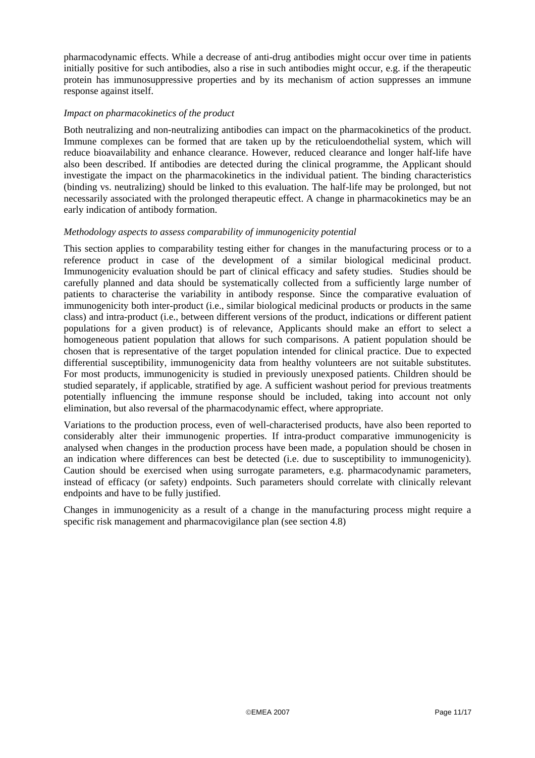pharmacodynamic effects. While a decrease of anti-drug antibodies might occur over time in patients initially positive for such antibodies, also a rise in such antibodies might occur, e.g. if the therapeutic protein has immunosuppressive properties and by its mechanism of action suppresses an immune response against itself.

*Impact on pharmacokinetics of the product*

Both neutralizing and non-neutralizing antibodies can impact on the pharmacokinetics of the product. Immune complexes can be formed that are taken up by the reticuloendothelial system, which will reduce bioavailability and enhance clearance. However, reduced clearance and longer half-life have also been described. If antibodies are detected during the clinical programme, the Applicant should investigate the impact on the pharmacokinetics in the individual patient. The binding characteristics (binding vs. neutralizing) should be linked to this evaluation. The half-life may be prolonged, but not necessarily associated with the prolonged therapeutic effect. A change in pharmacokinetics may be an early indication of antibody formation.

*Methodology aspects to assess comparability of immunogenicity potential*

This section applies to comparability testing either for changes in the manufacturing process or to a reference product in case of the development of a similar biological medicinal product. Immunogenicity evaluation should be part of clinical efficacy and safety studies. Studies should be carefully planned and data should be systematically collected from a sufficiently large number of patients to characterise the variability in antibody response. Since the comparative evaluation of immunogenicity both inter-product (i.e., similar biological medicinal products or products in the same class) and intra-product (i.e., between different versions of the product, indications or different patient populations for a given product) is of relevance, Applicants should make an effort to select a homogeneous patient population that allows for such comparisons. A patient population should be chosen that is representative of the target population intended for clinical practice. Due to expected differential susceptibility, immunogenicity data from healthy volunteers are not suitable substitutes. For most products, immunogenicity is studied in previously unexposed patients. Children should be studied separately, if applicable, stratified by age. A sufficient washout period for previous treatments potentially influencing the immune response should be included, taking into account not only elimination, but also reversal of the pharmacodynamic effect, where appropriate.

Variations to the production process, even of well-characterised products, have also been reported to considerably alter their immunogenic properties. If intra-product comparative immunogenicity is analysed when changes in the production process have been made, a population should be chosen in an indication where differences can best be detected (i.e. due to susceptibility to immunogenicity). Caution should be exercised when using surrogate parameters, e.g. pharmacodynamic parameters, instead of efficacy (or safety) endpoints. Such parameters should correlate with clinically relevant endpoints and have to be fully justified.

Changes in immunogenicity as a result of a change in the manufacturing process might require a specific risk management and pharmacovigilance plan (see section 4.8)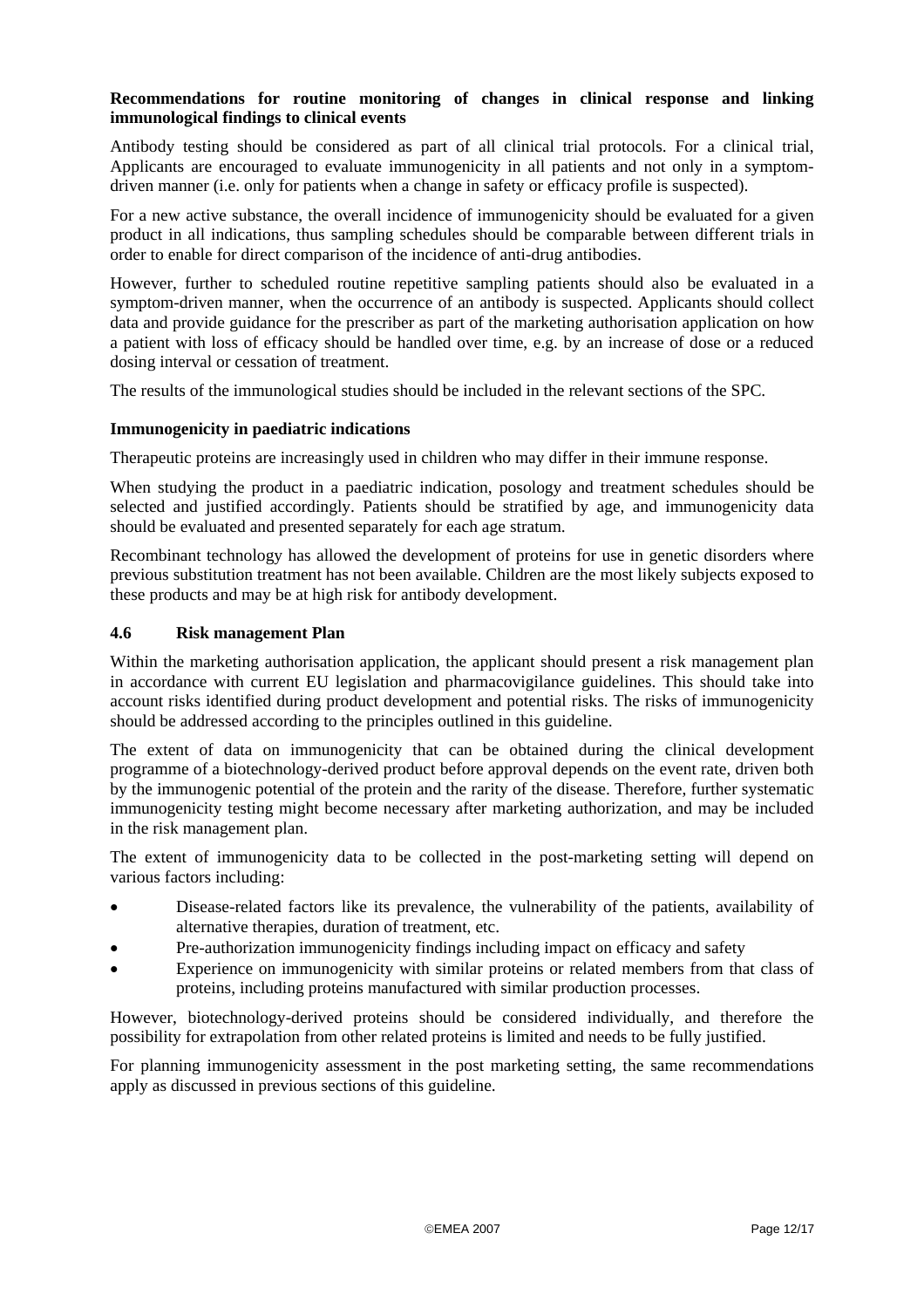**Recommendations for routine monitoring of changes in clinical response and linking immunological findings to clinical events**

Antibody testing should be considered as part of all clinical trial protocols. For a clinical trial, Applicants are encouraged to evaluate immunogenicity in all patients and not only in a symptom-driven manner (i.e. only for patients when a change in safety or efficacy profile is suspected).

For a new active substance, the overall incidence of immunogenicity should be evaluated for a given product in all indications, thus sampling schedules should be comparable between different trials in order to enable for direct comparison of the incidence of anti-drug antibodies.

However, further to scheduled routine repetitive sampling patients should also be evaluated in a symptom-driven manner, when the occurrence of an antibody is suspected. Applicants should collect data and provide guidance for the prescriber as part of the marketing authorisation application on how a patient with loss of efficacy should be handled over time, e.g. by an increase of dose or a reduced dosing interval or cessation of treatment.

The results of the immunological studies should be included in the relevant sections of the SPC.

**Immunogenicity in paediatric indications**

Therapeutic proteins are increasingly used in children who may differ in their immune response.

When studying the product in a paediatric indication, posology and treatment schedules should be selected and justified accordingly. Patients should be stratified by age, and immunogenicity data should be evaluated and presented separately for each age stratum.

Recombinant technology has allowed the development of proteins for use in genetic disorders where previous substitution treatment has not been available. Children are the most likely subjects exposed to these products and may be at high risk for antibody development.

### 4.6 Risk management Plan

Within the marketing authorisation application, the applicant should present a risk management plan in accordance with current EU legislation and pharmacovigilance guidelines. This should take into account risks identified during product development and potential risks. The risks of immunogenicity should be addressed according to the principles outlined in this guideline.

The extent of data on immunogenicity that can be obtained during the clinical development programme of a biotechnology-derived product before approval depends on the event rate, driven both by the immunogenic potential of the protein and the rarity of the disease. Therefore, further systematic immunogenicity testing might become necessary after marketing authorization, and may be included in the risk management plan.

The extent of immunogenicity data to be collected in the post-marketing setting will depend on various factors including:

- Disease-related factors like its prevalence, the vulnerability of the patients, availability of alternative therapies, duration of treatment, etc.
- Pre-authorization immunogenicity findings including impact on efficacy and safety
- Experience on immunogenicity with similar proteins or related members from that class of proteins, including proteins manufactured with similar production processes.

However, biotechnology-derived proteins should be considered individually, and therefore the possibility for extrapolation from other related proteins is limited and needs to be fully justified.

For planning immunogenicity assessment in the post marketing setting, the same recommendations apply as discussed in previous sections of this guideline.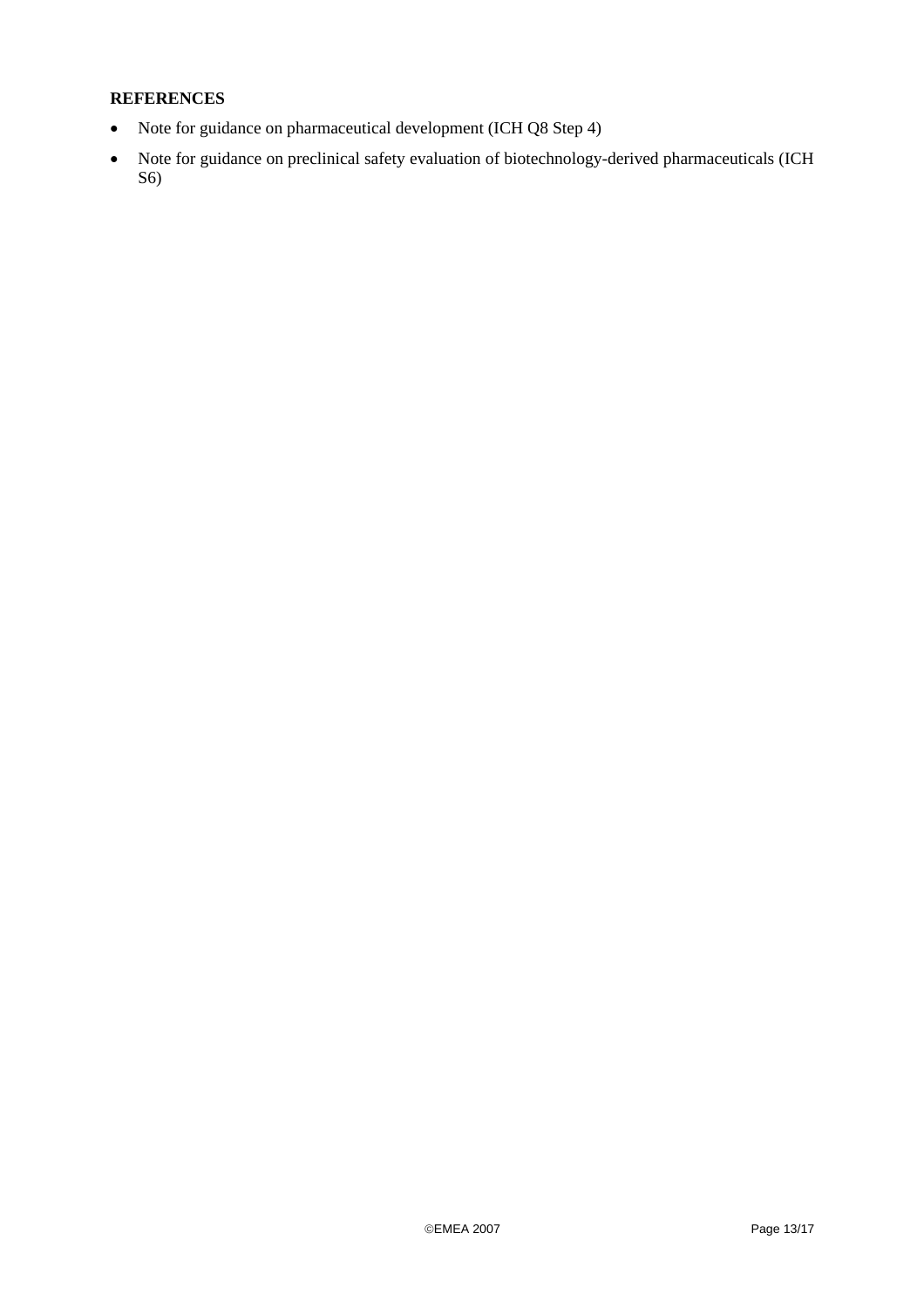**REFERENCES**

- Note for guidance on pharmaceutical development (ICH Q8 Step 4)
- Note for guidance on preclinical safety evaluation of biotechnology-derived pharmaceuticals (ICH S6)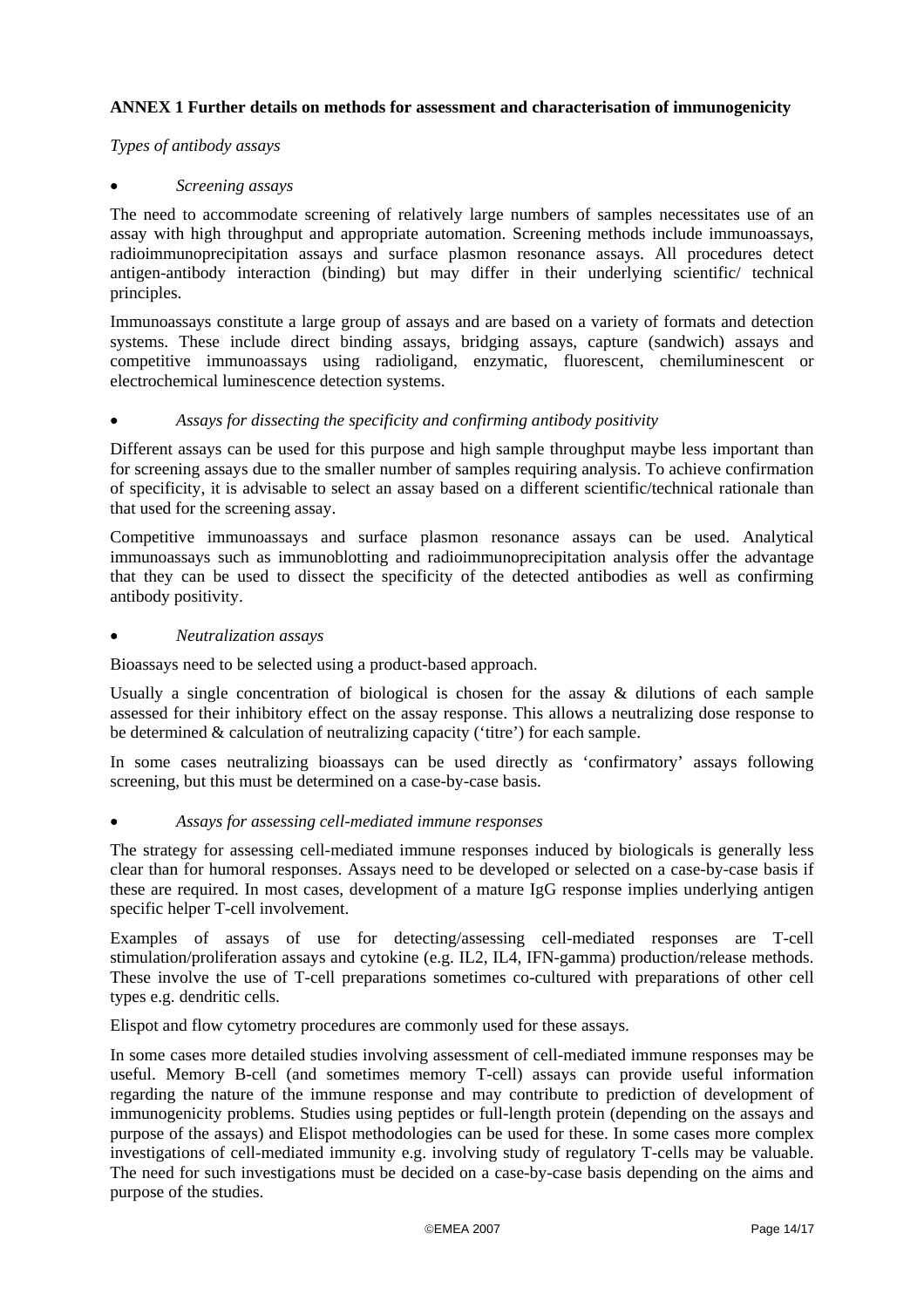**ANNEX 1 Further details on methods for assessment and characterisation of immunogenicity**

*Types of antibody assays*

- *Screening assays*

The need to accommodate screening of relatively large numbers of samples necessitates use of an assay with high throughput and appropriate automation. Screening methods include immunoassays, radioimmunoprecipitation assays and surface plasmon resonance assays. All procedures detect antigen-antibody interaction (binding) but may differ in their underlying scientific/ technical principles.

Immunoassays constitute a large group of assays and are based on a variety of formats and detection systems. These include direct binding assays, bridging assays, capture (sandwich) assays and competitive immunoassays using radioligand, enzymatic, fluorescent, chemiluminescent or electrochemical luminescence detection systems.

- *Assays for dissecting the specificity and confirming antibody positivity*

Different assays can be used for this purpose and high sample throughput maybe less important than for screening assays due to the smaller number of samples requiring analysis. To achieve confirmation of specificity, it is advisable to select an assay based on a different scientific/technical rationale than that used for the screening assay.

Competitive immunoassays and surface plasmon resonance assays can be used. Analytical immunoassays such as immunoblotting and radioimmunoprecipitation analysis offer the advantage that they can be used to dissect the specificity of the detected antibodies as well as confirming antibody positivity.

- *Neutralization assays*

Bioassays need to be selected using a product-based approach.

Usually a single concentration of biological is chosen for the assay & dilutions of each sample assessed for their inhibitory effect on the assay response. This allows a neutralizing dose response to be determined & calculation of neutralizing capacity ('titre') for each sample.

In some cases neutralizing bioassays can be used directly as 'confirmatory' assays following screening, but this must be determined on a case-by-case basis.

- *Assays for assessing cell-mediated immune responses*

The strategy for assessing cell-mediated immune responses induced by biologicals is generally less clear than for humoral responses. Assays need to be developed or selected on a case-by-case basis if these are required. In most cases, development of a mature IgG response implies underlying antigen specific helper T-cell involvement.

Examples of assays of use for detecting/assessing cell-mediated responses are T-cell stimulation/proliferation assays and cytokine (e.g. IL2, IL4, IFN-gamma) production/release methods. These involve the use of T-cell preparations sometimes co-cultured with preparations of other cell types e.g. dendritic cells.

Elispot and flow cytometry procedures are commonly used for these assays.

In some cases more detailed studies involving assessment of cell-mediated immune responses may be useful. Memory B-cell (and sometimes memory T-cell) assays can provide useful information regarding the nature of the immune response and may contribute to prediction of development of immunogenicity problems. Studies using peptides or full-length protein (depending on the assays and purpose of the assays) and Elispot methodologies can be used for these. In some cases more complex investigations of cell-mediated immunity e.g. involving study of regulatory T-cells may be valuable. The need for such investigations must be decided on a case-by-case basis depending on the aims and purpose of the studies.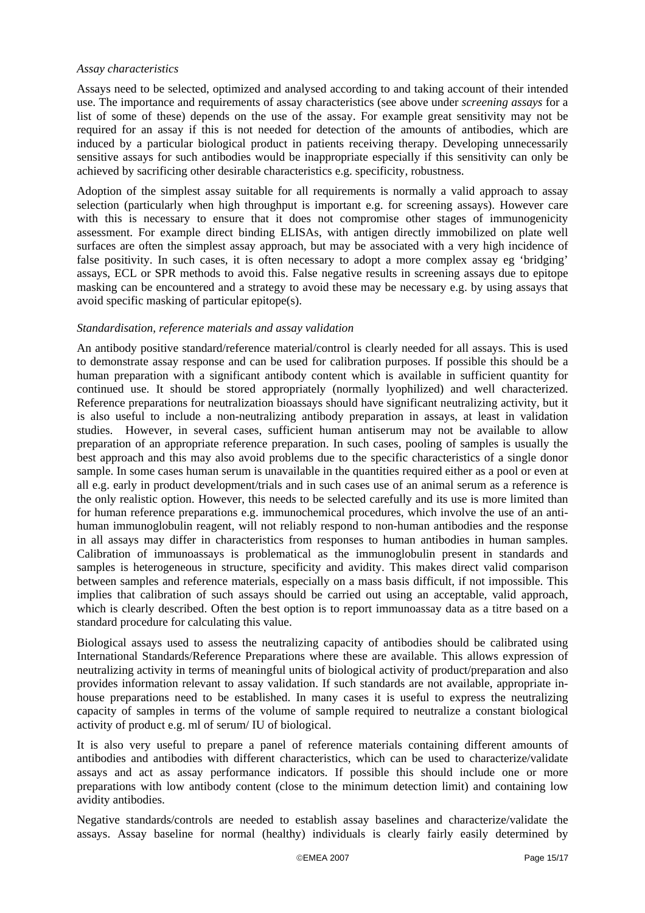*Assay characteristics*

Assays need to be selected, optimized and analysed according to and taking account of their intended use. The importance and requirements of assay characteristics (see above under *screening assays* for a list of some of these) depends on the use of the assay. For example great sensitivity may not be required for an assay if this is not needed for detection of the amounts of antibodies, which are induced by a particular biological product in patients receiving therapy. Developing unnecessarily sensitive assays for such antibodies would be inappropriate especially if this sensitivity can only be achieved by sacrificing other desirable characteristics e.g. specificity, robustness.

Adoption of the simplest assay suitable for all requirements is normally a valid approach to assay selection (particularly when high throughput is important e.g. for screening assays). However care with this is necessary to ensure that it does not compromise other stages of immunogenicity assessment. For example direct binding ELISAs, with antigen directly immobilized on plate well surfaces are often the simplest assay approach, but may be associated with a very high incidence of false positivity. In such cases, it is often necessary to adopt a more complex assay eg 'bridging' assays, ECL or SPR methods to avoid this. False negative results in screening assays due to epitope masking can be encountered and a strategy to avoid these may be necessary e.g. by using assays that avoid specific masking of particular epitope(s).

*Standardisation, reference materials and assay validation*

An antibody positive standard/reference material/control is clearly needed for all assays. This is used to demonstrate assay response and can be used for calibration purposes. If possible this should be a human preparation with a significant antibody content which is available in sufficient quantity for continued use. It should be stored appropriately (normally lyophilized) and well characterized. Reference preparations for neutralization bioassays should have significant neutralizing activity, but it is also useful to include a non-neutralizing antibody preparation in assays, at least in validation studies. However, in several cases, sufficient human antiserum may not be available to allow preparation of an appropriate reference preparation. In such cases, pooling of samples is usually the best approach and this may also avoid problems due to the specific characteristics of a single donor sample. In some cases human serum is unavailable in the quantities required either as a pool or even at all e.g. early in product development/trials and in such cases use of an animal serum as a reference is the only realistic option. However, this needs to be selected carefully and its use is more limited than for human reference preparations e.g. immunochemical procedures, which involve the use of an anti-human immunoglobulin reagent, will not reliably respond to non-human antibodies and the response in all assays may differ in characteristics from responses to human antibodies in human samples. Calibration of immunoassays is problematical as the immunoglobulin present in standards and samples is heterogeneous in structure, specificity and avidity. This makes direct valid comparison between samples and reference materials, especially on a mass basis difficult, if not impossible. This implies that calibration of such assays should be carried out using an acceptable, valid approach, which is clearly described. Often the best option is to report immunoassay data as a titre based on a standard procedure for calculating this value.

Biological assays used to assess the neutralizing capacity of antibodies should be calibrated using International Standards/Reference Preparations where these are available. This allows expression of neutralizing activity in terms of meaningful units of biological activity of product/preparation and also provides information relevant to assay validation. If such standards are not available, appropriate in-house preparations need to be established. In many cases it is useful to express the neutralizing capacity of samples in terms of the volume of sample required to neutralize a constant biological activity of product e.g. ml of serum/ IU of biological.

It is also very useful to prepare a panel of reference materials containing different amounts of antibodies and antibodies with different characteristics, which can be used to characterize/validate assays and act as assay performance indicators. If possible this should include one or more preparations with low antibody content (close to the minimum detection limit) and containing low avidity antibodies.

Negative standards/controls are needed to establish assay baselines and characterize/validate the assays. Assay baseline for normal (healthy) individuals is clearly fairly easily determined by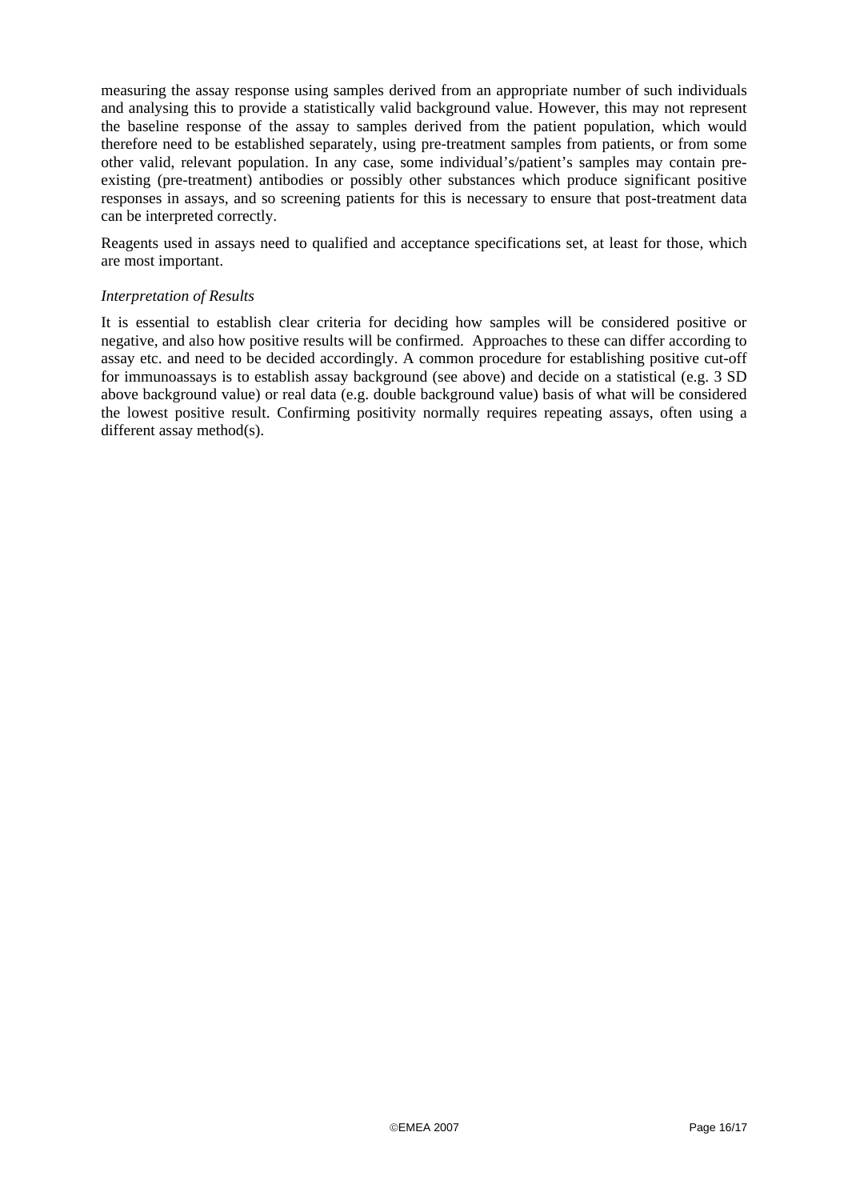measuring the assay response using samples derived from an appropriate number of such individuals and analysing this to provide a statistically valid background value. However, this may not represent the baseline response of the assay to samples derived from the patient population, which would therefore need to be established separately, using pre-treatment samples from patients, or from some other valid, relevant population. In any case, some individual's/patient's samples may contain pre-existing (pre-treatment) antibodies or possibly other substances which produce significant positive responses in assays, and so screening patients for this is necessary to ensure that post-treatment data can be interpreted correctly.

Reagents used in assays need to qualified and acceptance specifications set, at least for those, which are most important.

*Interpretation of Results*

It is essential to establish clear criteria for deciding how samples will be considered positive or negative, and also how positive results will be confirmed. Approaches to these can differ according to assay etc. and need to be decided accordingly. A common procedure for establishing positive cut-off for immunoassays is to establish assay background (see above) and decide on a statistical (e.g. 3 SD above background value) or real data (e.g. double background value) basis of what will be considered the lowest positive result. Confirming positivity normally requires repeating assays, often using a different assay method(s).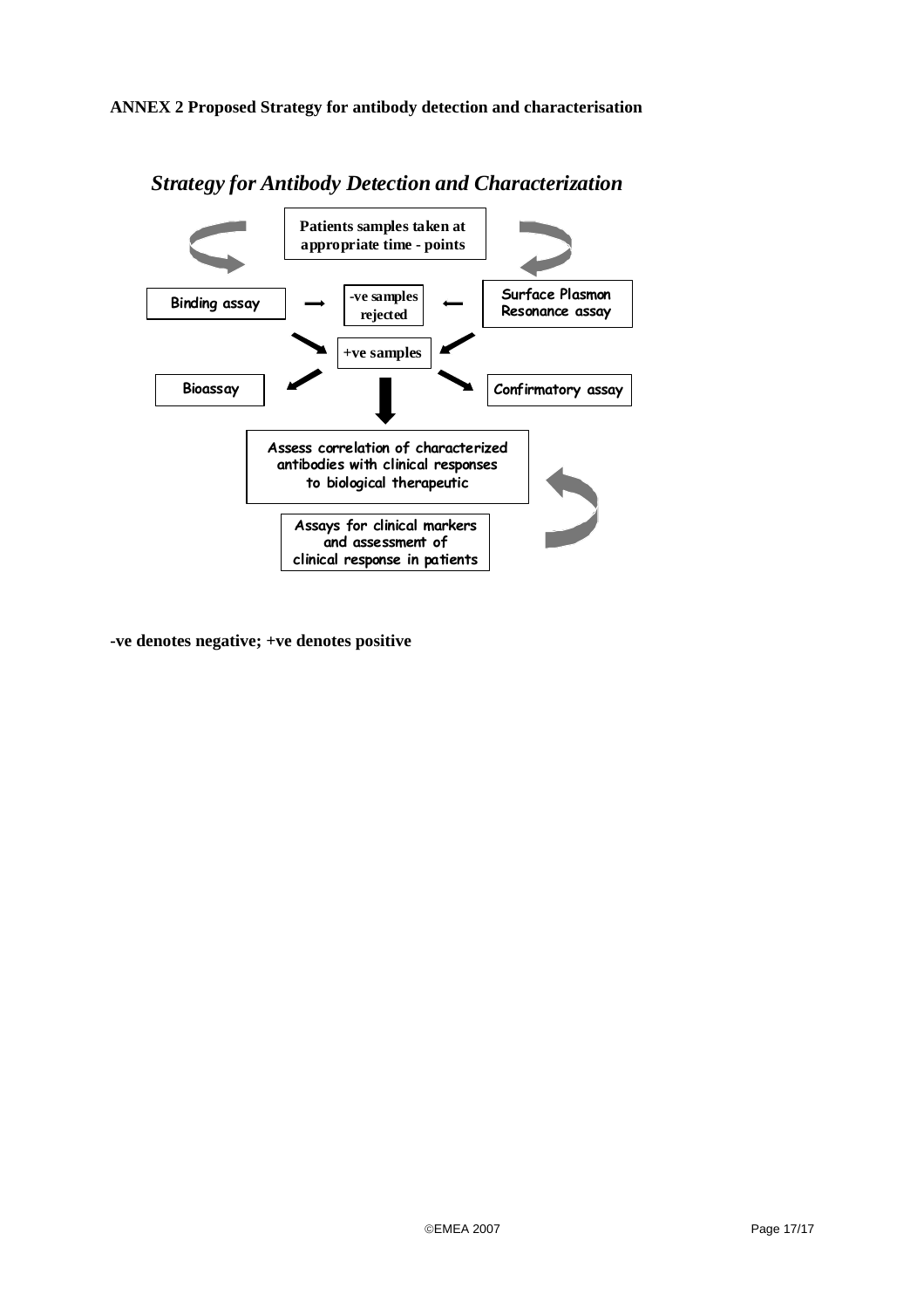**ANNEX 2 Proposed Strategy for antibody detection and characterisation**

*Strategy for Antibody Detection and Characterization*

Patients samples taken at appropriate time - points

Binding assay

-ve samples rejected

Surface Plasmon Resonance assay

+ve samples

Bioassay

Confirmatory assay

Assess correlation of characterized antibodies with clinical responses to biological therapeutic

Assays for clinical markers and assessment of clinical response in patients

**-ve denotes negative; +ve denotes positive**